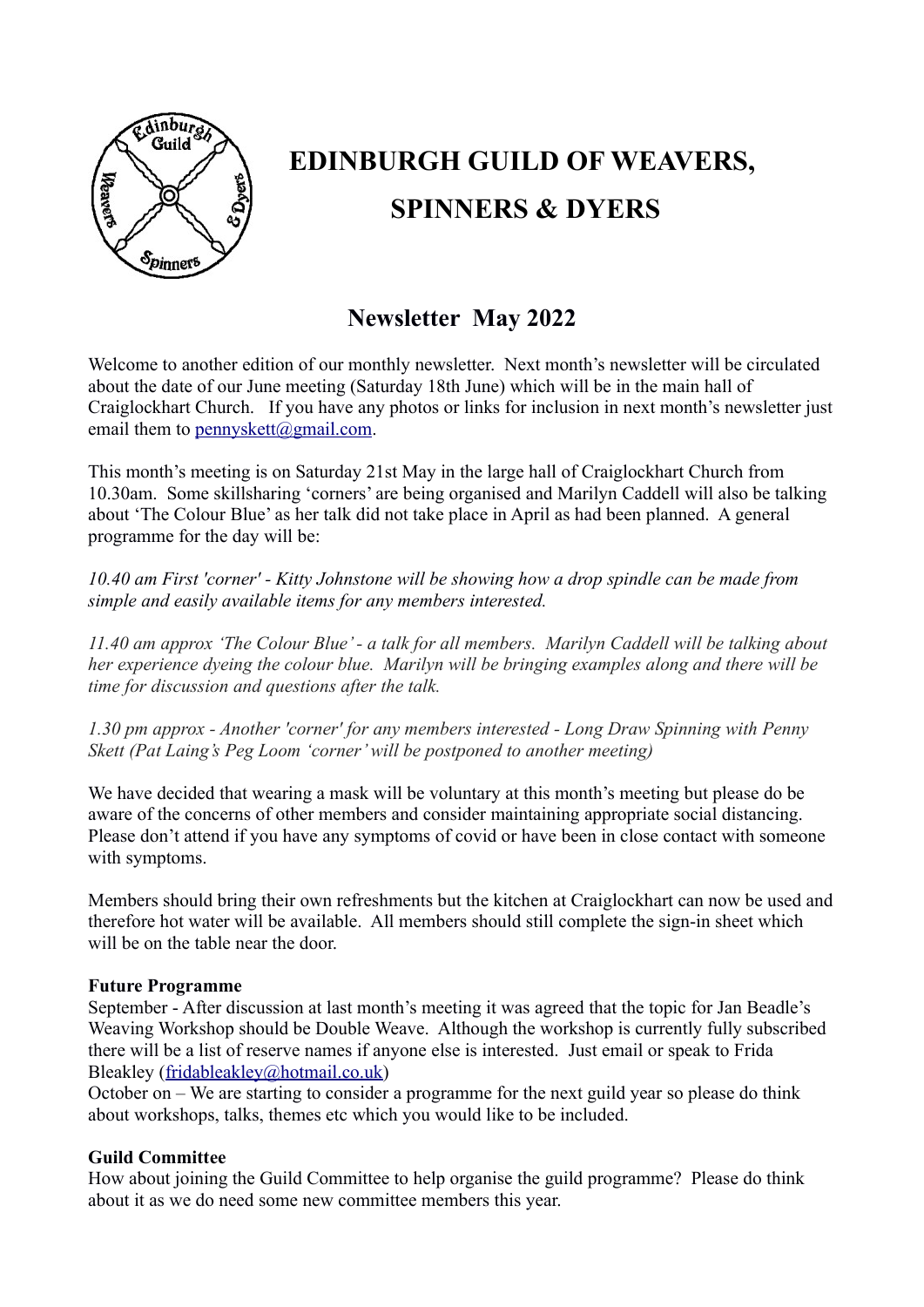# EDINBURGH GUILD OF WEAVERS, SPINNERS & DYERS

## Newsletter May 2022

Welcome to another edition of our monthly newsletter. Next month's newsletter will be circulated about the date of our June meeting (Saturday 18th June) which will be in the main hall of Craiglockhart Church. If you have any photos or links for inclusion in next month's newsletter just email them to pennyskett@gmail.com.

This month's meeting is on Saturday 21st May in the large hall of Craiglockhart Church from 10.30am. Some skillsharing 'corners' are being organised and Marilyn Caddell will also be talking about 'The Colour Blue' as her talk did not take place in April as had been planned. A general programme for the day will be:

*10.40 am First 'corner' - Kitty Johnstone will be showing how a drop spindle can be made from simple and easily available items for any members interested.*

*11.40 am approx 'The Colour Blue' - a talk for all members. Marilyn Caddell will be talking about her experience dyeing the colour blue. Marilyn will be bringing examples along and there will be time for discussion and questions after the talk.*

*1.30 pm approx - Another 'corner' for any members interested - Long Draw Spinning with Penny Skett (Pat Laing's Peg Loom 'corner' will be postponed to another meeting)*

We have decided that wearing a mask will be voluntary at this month's meeting but please do be aware of the concerns of other members and consider maintaining appropriate social distancing. Please don't attend if you have any symptoms of covid or have been in close contact with someone with symptoms.

Members should bring their own refreshments but the kitchen at Craiglockhart can now be used and therefore hot water will be available. All members should still complete the sign-in sheet which will be on the table near the door.

**Future Programme**

September - After discussion at last month's meeting it was agreed that the topic for Jan Beadle's Weaving Workshop should be Double Weave. Although the workshop is currently fully subscribed there will be a list of reserve names if anyone else is interested. Just email or speak to Frida Bleakley (fridableakley@hotmail.co.uk)

October on – We are starting to consider a programme for the next guild year so please do think about workshops, talks, themes etc which you would like to be included.

**Guild Committee**

How about joining the Guild Committee to help organise the guild programme? Please do think about it as we do need some new committee members this year.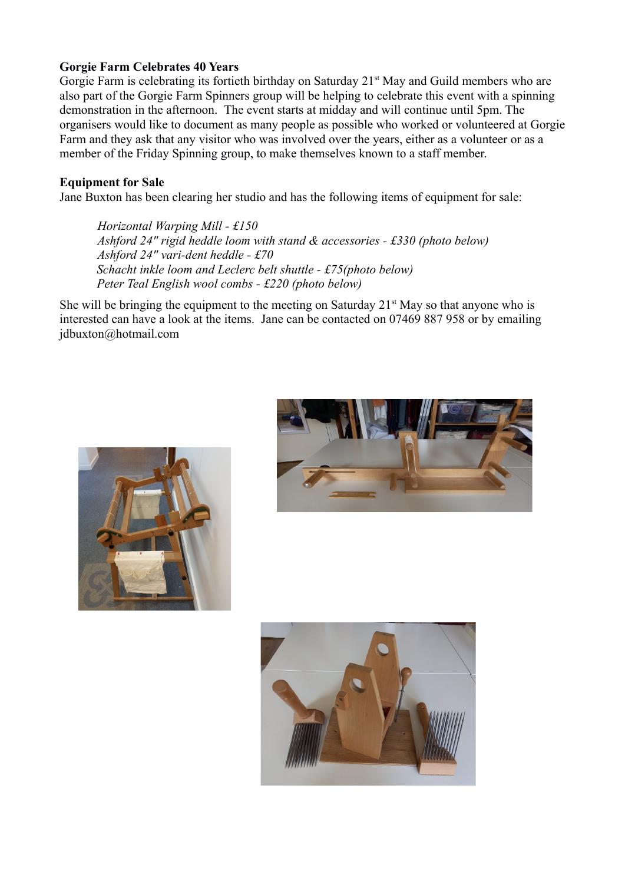**Gorgie Farm Celebrates 40 Years**

Gorgie Farm is celebrating its fortieth birthday on Saturday 21st May and Guild members who are also part of the Gorgie Farm Spinners group will be helping to celebrate this event with a spinning demonstration in the afternoon. The event starts at midday and will continue until 5pm. The organisers would like to document as many people as possible who worked or volunteered at Gorgie Farm and they ask that any visitor who was involved over the years, either as a volunteer or as a member of the Friday Spinning group, to make themselves known to a staff member.

**Equipment for Sale**

Jane Buxton has been clearing her studio and has the following items of equipment for sale:

*Horizontal Warping Mill - £150*
*Ashford 24" rigid heddle loom with stand & accessories - £330 (photo below)*
*Ashford 24" vari-dent heddle - £70*
*Schacht inkle loom and Leclerc belt shuttle - £75(photo below)*
*Peter Teal English wool combs - £220 (photo below)*

She will be bringing the equipment to the meeting on Saturday 21st May so that anyone who is interested can have a look at the items. Jane can be contacted on 07469 887 958 or by emailing jdbuxton@hotmail.com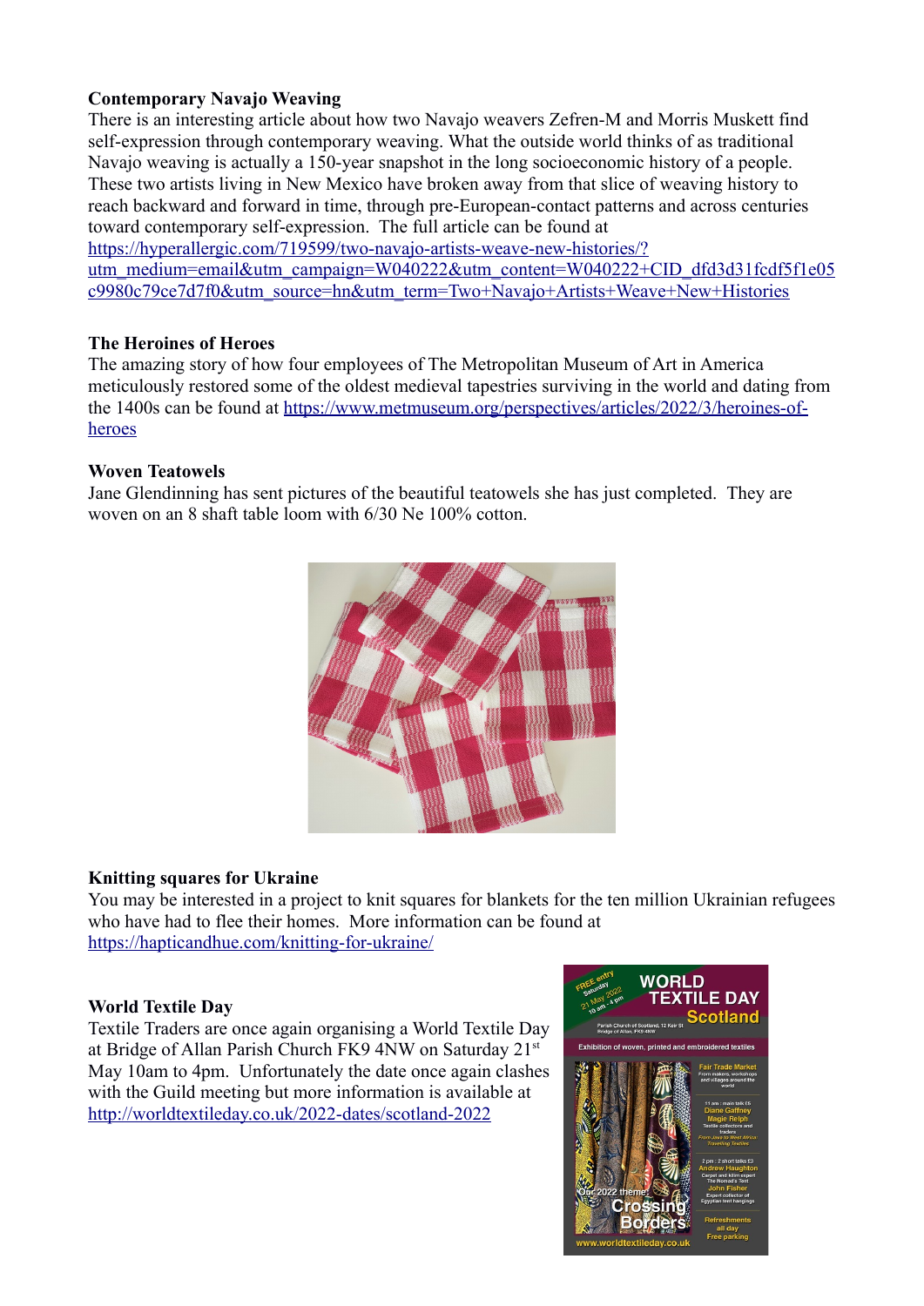**Contemporary Navajo Weaving**

There is an interesting article about how two Navajo weavers Zefren-M and Morris Muskett find self-expression through contemporary weaving. What the outside world thinks of as traditional Navajo weaving is actually a 150-year snapshot in the long socioeconomic history of a people. These two artists living in New Mexico have broken away from that slice of weaving history to reach backward and forward in time, through pre-European-contact patterns and across centuries toward contemporary self-expression. The full article can be found at https://hyperallergic.com/719599/two-navajo-artists-weave-new-histories/?utm_medium=email&utm_campaign=W040222&utm_content=W040222+CID_dfd3d31fcdf5f1e05c9980c79ce7d7f0&utm_source=hn&utm_term=Two+Navajo+Artists+Weave+New+Histories

**The Heroines of Heroes**

The amazing story of how four employees of The Metropolitan Museum of Art in America meticulously restored some of the oldest medieval tapestries surviving in the world and dating from the 1400s can be found at https://www.metmuseum.org/perspectives/articles/2022/3/heroines-of-heroes

**Woven Teatowels**

Jane Glendinning has sent pictures of the beautiful teatowels she has just completed. They are woven on an 8 shaft table loom with 6/30 Ne 100% cotton.

**Knitting squares for Ukraine**

You may be interested in a project to knit squares for blankets for the ten million Ukrainian refugees who have had to flee their homes. More information can be found at https://hapticandhue.com/knitting-for-ukraine/

**World Textile Day**

Textile Traders are once again organising a World Textile Day at Bridge of Allan Parish Church FK9 4NW on Saturday 21st May 10am to 4pm. Unfortunately the date once again clashes with the Guild meeting but more information is available at http://worldtextileday.co.uk/2022-dates/scotland-2022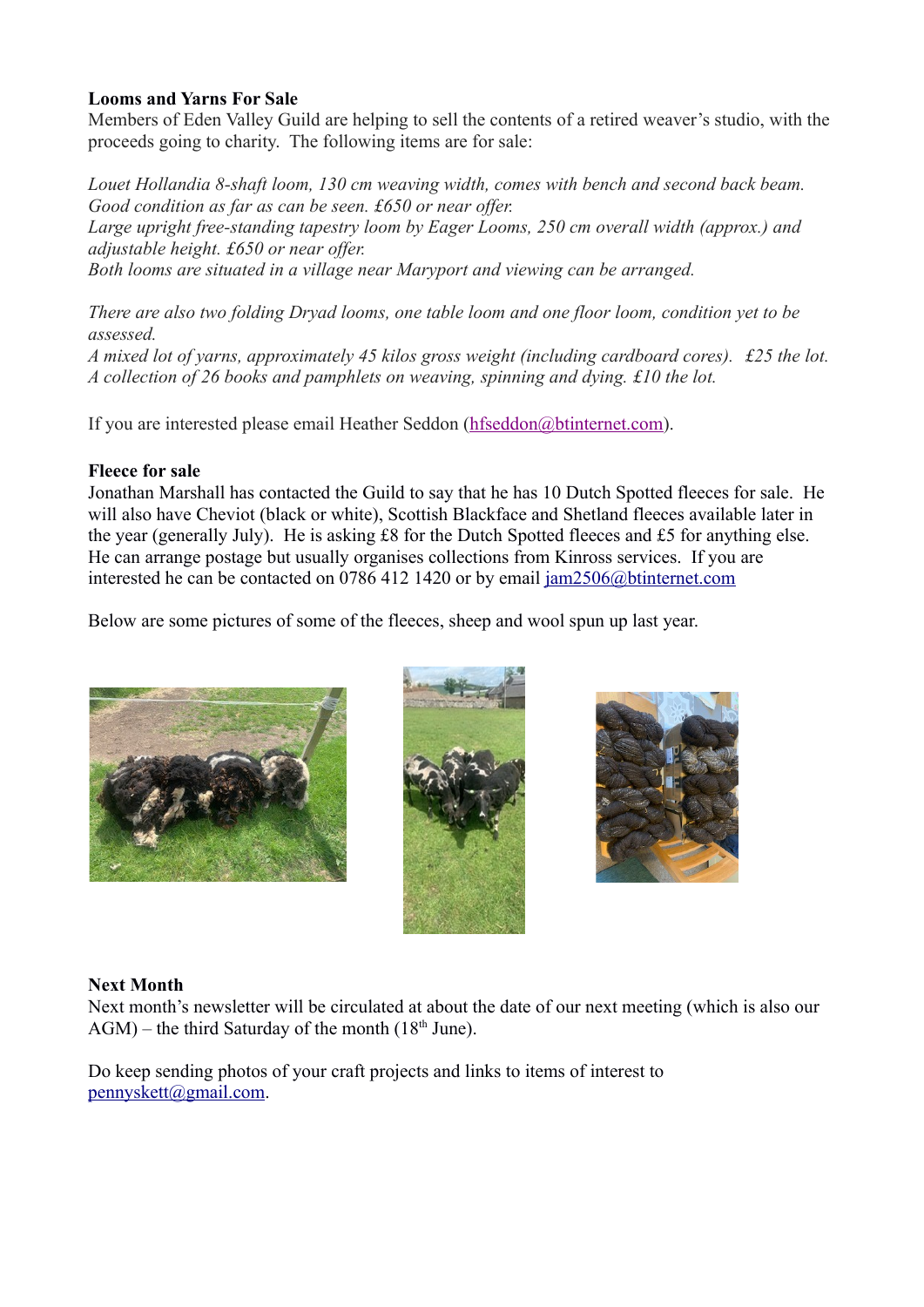**Looms and Yarns For Sale**

Members of Eden Valley Guild are helping to sell the contents of a retired weaver's studio, with the proceeds going to charity. The following items are for sale:

*Louet Hollandia 8-shaft loom, 130 cm weaving width, comes with bench and second back beam. Good condition as far as can be seen. £650 or near offer.*
*Large upright free-standing tapestry loom by Eager Looms, 250 cm overall width (approx.) and adjustable height. £650 or near offer.*
*Both looms are situated in a village near Maryport and viewing can be arranged.*

*There are also two folding Dryad looms, one table loom and one floor loom, condition yet to be assessed.*
*A mixed lot of yarns, approximately 45 kilos gross weight (including cardboard cores). £25 the lot.*
*A collection of 26 books and pamphlets on weaving, spinning and dying. £10 the lot.*

If you are interested please email Heather Seddon (hfseddon@btinternet.com).

**Fleece for sale**

Jonathan Marshall has contacted the Guild to say that he has 10 Dutch Spotted fleeces for sale. He will also have Cheviot (black or white), Scottish Blackface and Shetland fleeces available later in the year (generally July). He is asking £8 for the Dutch Spotted fleeces and £5 for anything else. He can arrange postage but usually organises collections from Kinross services. If you are interested he can be contacted on 0786 412 1420 or by email jam2506@btinternet.com

Below are some pictures of some of the fleeces, sheep and wool spun up last year.

**Next Month**

Next month's newsletter will be circulated at about the date of our next meeting (which is also our AGM) – the third Saturday of the month (18th June).

Do keep sending photos of your craft projects and links to items of interest to pennyskett@gmail.com.